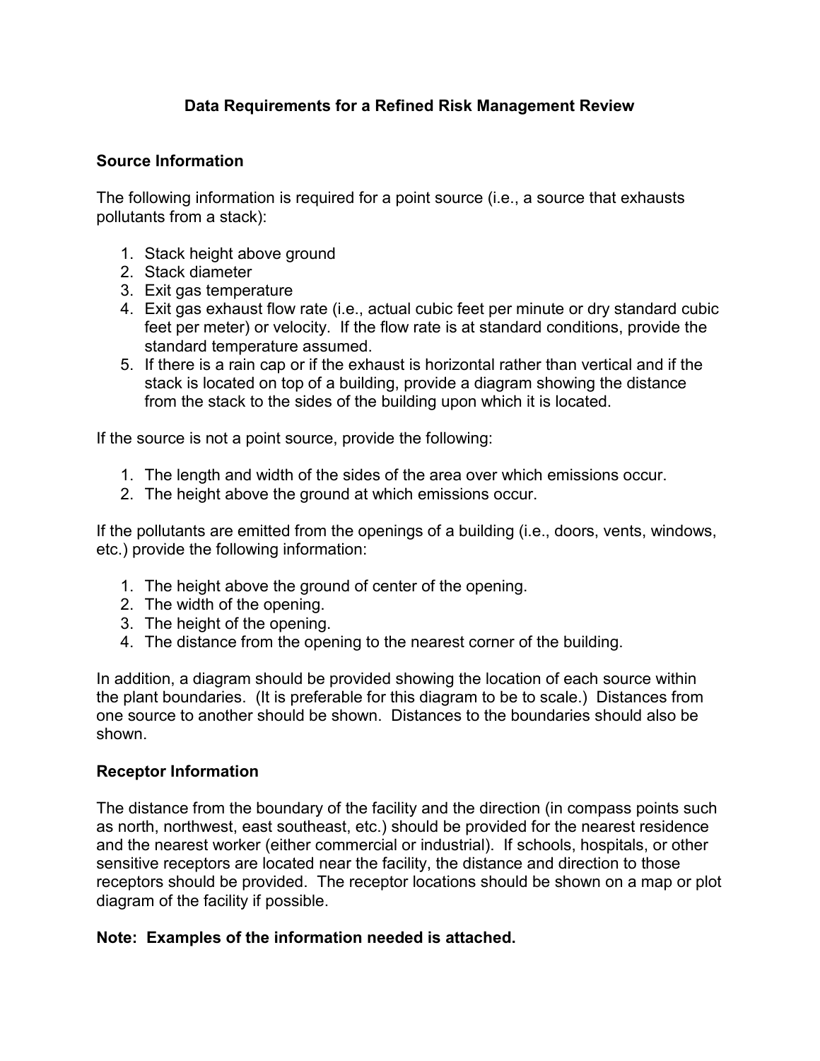# Data Requirements for a Refined Risk Management Review

## Source Information

The following information is required for a point source (i.e., a source that exhausts pollutants from a stack):

1. Stack height above ground
2. Stack diameter
3. Exit gas temperature
4. Exit gas exhaust flow rate (i.e., actual cubic feet per minute or dry standard cubic feet per meter) or velocity. If the flow rate is at standard conditions, provide the standard temperature assumed.
5. If there is a rain cap or if the exhaust is horizontal rather than vertical and if the stack is located on top of a building, provide a diagram showing the distance from the stack to the sides of the building upon which it is located.

If the source is not a point source, provide the following:

1. The length and width of the sides of the area over which emissions occur.
2. The height above the ground at which emissions occur.

If the pollutants are emitted from the openings of a building (i.e., doors, vents, windows, etc.) provide the following information:

1. The height above the ground of center of the opening.
2. The width of the opening.
3. The height of the opening.
4. The distance from the opening to the nearest corner of the building.

In addition, a diagram should be provided showing the location of each source within the plant boundaries. (It is preferable for this diagram to be to scale.) Distances from one source to another should be shown. Distances to the boundaries should also be shown.

## Receptor Information

The distance from the boundary of the facility and the direction (in compass points such as north, northwest, east southeast, etc.) should be provided for the nearest residence and the nearest worker (either commercial or industrial). If schools, hospitals, or other sensitive receptors are located near the facility, the distance and direction to those receptors should be provided. The receptor locations should be shown on a map or plot diagram of the facility if possible.

**Note: Examples of the information needed is attached.**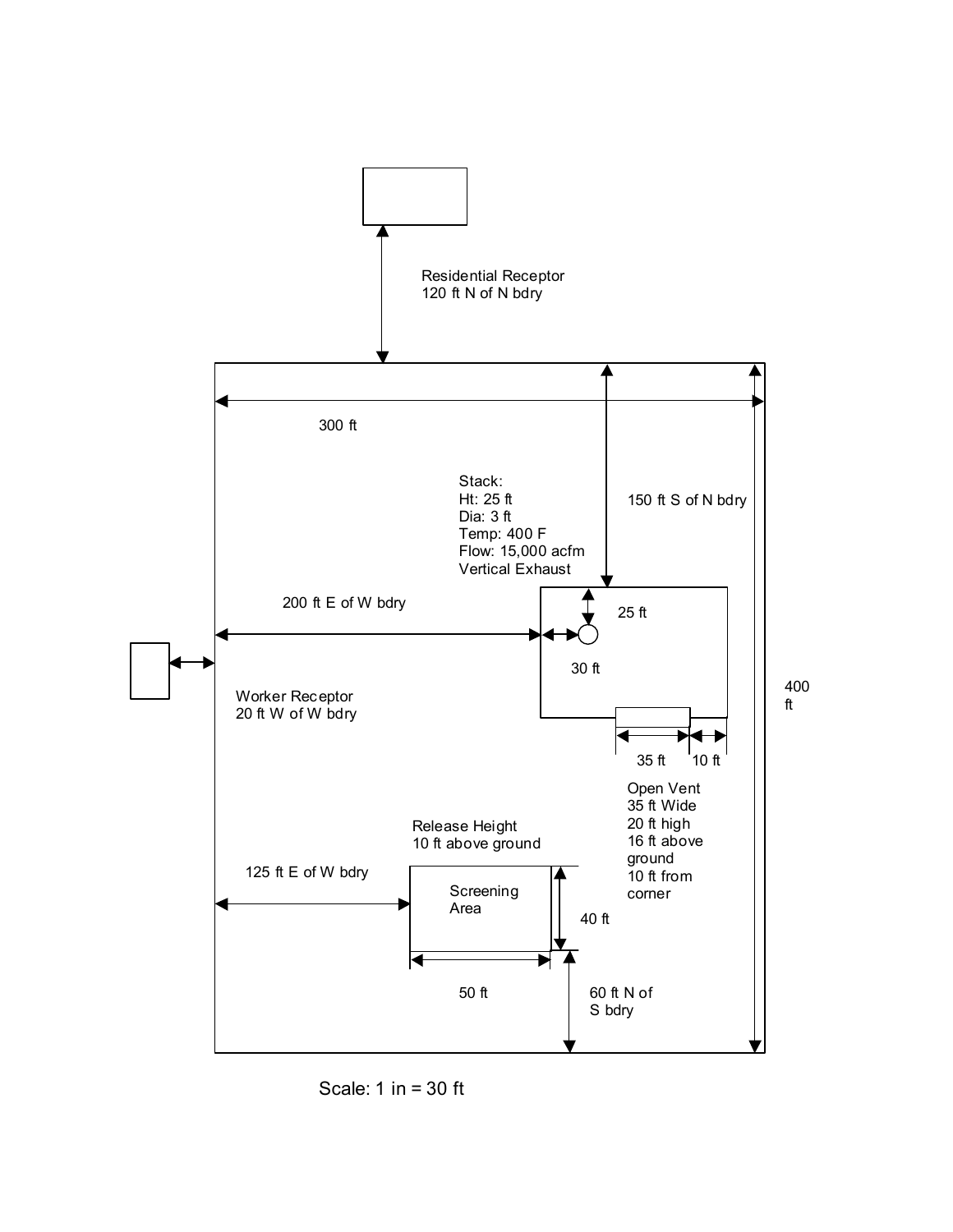Residential Receptor
120 ft N of N bdry

300 ft

Stack:
Ht: 25 ft
Dia: 3 ft
Temp: 400 F
Flow: 15,000 acfm
Vertical Exhaust

150 ft S of N bdry

200 ft E of W bdry

25 ft

30 ft

Worker Receptor
20 ft W of W bdry

400 ft

35 ft

10 ft

Open Vent
35 ft Wide
20 ft high
16 ft above ground
10 ft from corner

Release Height
10 ft above ground

125 ft E of W bdry

Screening Area

40 ft

50 ft

60 ft N of S bdry

Scale: 1 in = 30 ft